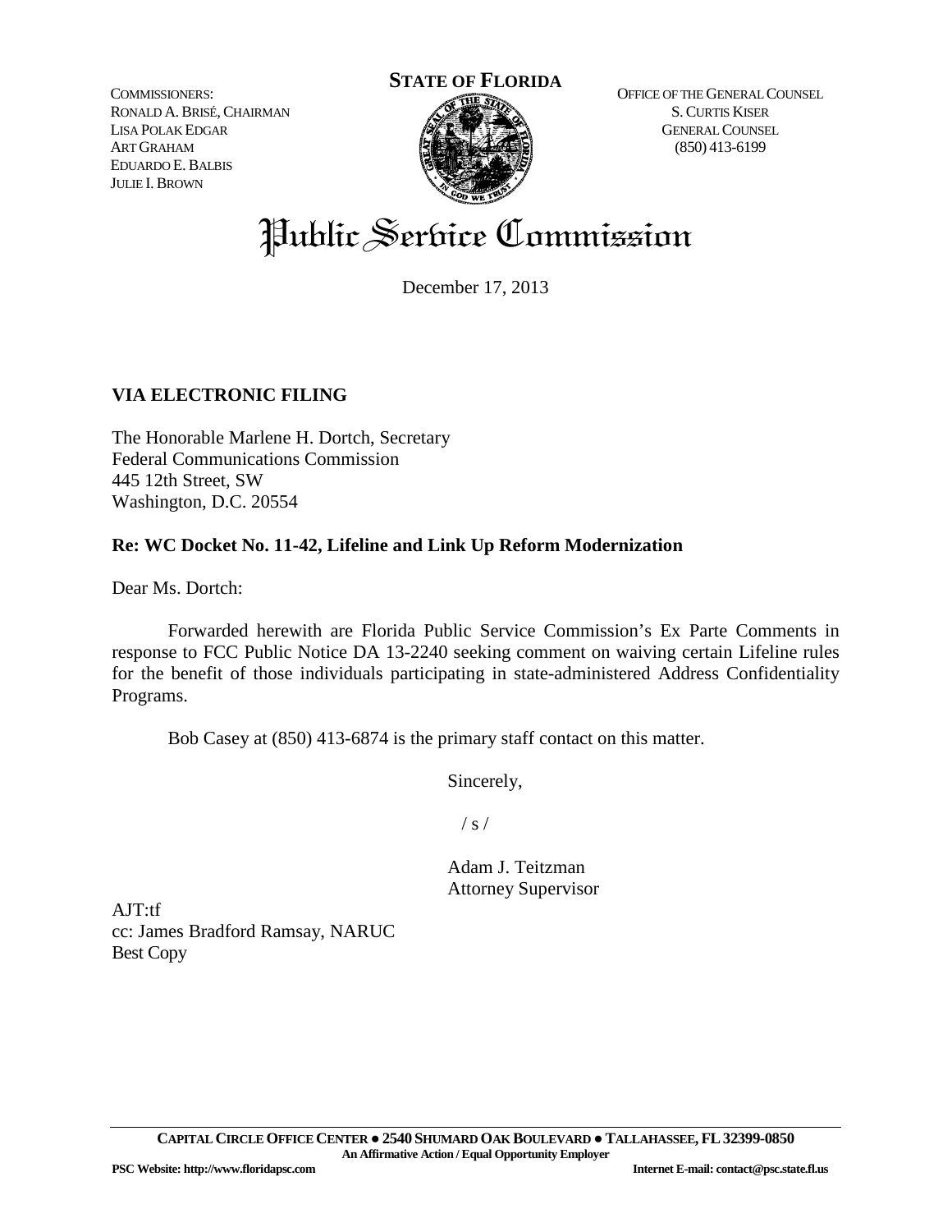COMMISSIONERS:
RONALD A. BRISÉ, CHAIRMAN
LISA POLAK EDGAR
ART GRAHAM
EDUARDO E. BALBIS
JULIE I. BROWN

**STATE OF FLORIDA**

OFFICE OF THE GENERAL COUNSEL
S. CURTIS KISER
GENERAL COUNSEL
(850) 413-6199

# Public Service Commission

December 17, 2013

**VIA ELECTRONIC FILING**

The Honorable Marlene H. Dortch, Secretary
Federal Communications Commission
445 12th Street, SW
Washington, D.C. 20554

**Re: WC Docket No. 11-42, Lifeline and Link Up Reform Modernization**

Dear Ms. Dortch:

Forwarded herewith are Florida Public Service Commission's Ex Parte Comments in response to FCC Public Notice DA 13-2240 seeking comment on waiving certain Lifeline rules for the benefit of those individuals participating in state-administered Address Confidentiality Programs.

Bob Casey at (850) 413-6874 is the primary staff contact on this matter.

Sincerely,

/ s /

Adam J. Teitzman
Attorney Supervisor

AJT:tf
cc: James Bradford Ramsay, NARUC
Best Copy

CAPITAL CIRCLE OFFICE CENTER ● 2540 SHUMARD OAK BOULEVARD ● TALLAHASSEE, FL 32399-0850
An Affirmative Action / Equal Opportunity Employer
PSC Website: http://www.floridapsc.com Internet E-mail: contact@psc.state.fl.us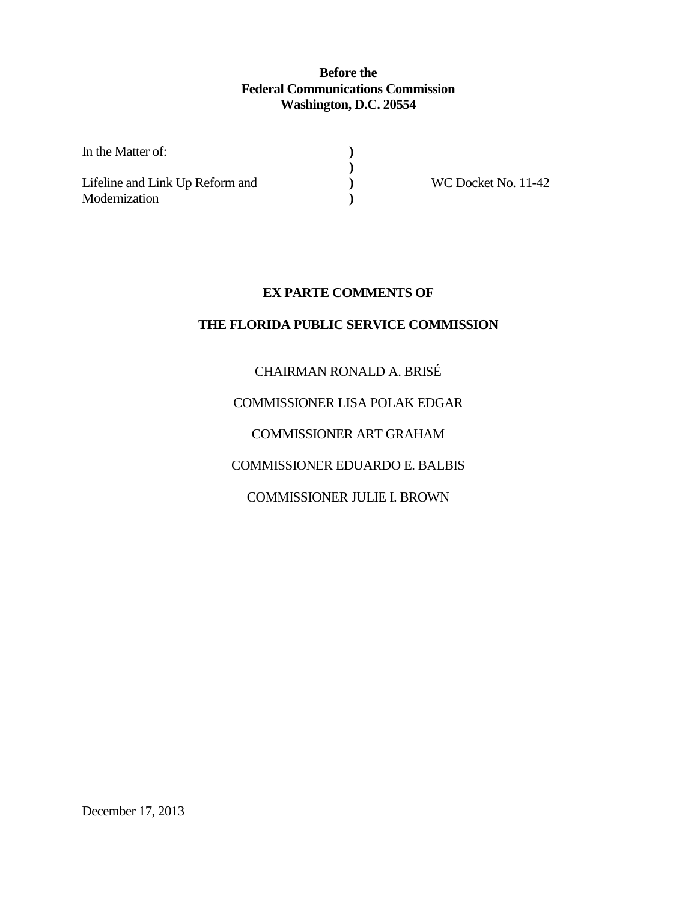**Before the**
**Federal Communications Commission**
**Washington, D.C. 20554**

| | | |
|---|---|---|
| In the Matter of: | ) | |
| | ) | |
| Lifeline and Link Up Reform and Modernization | ) | WC Docket No. 11-42 |
| | ) | |

## EX PARTE COMMENTS OF

## THE FLORIDA PUBLIC SERVICE COMMISSION

CHAIRMAN RONALD A. BRISÉ

COMMISSIONER LISA POLAK EDGAR

COMMISSIONER ART GRAHAM

COMMISSIONER EDUARDO E. BALBIS

COMMISSIONER JULIE I. BROWN

December 17, 2013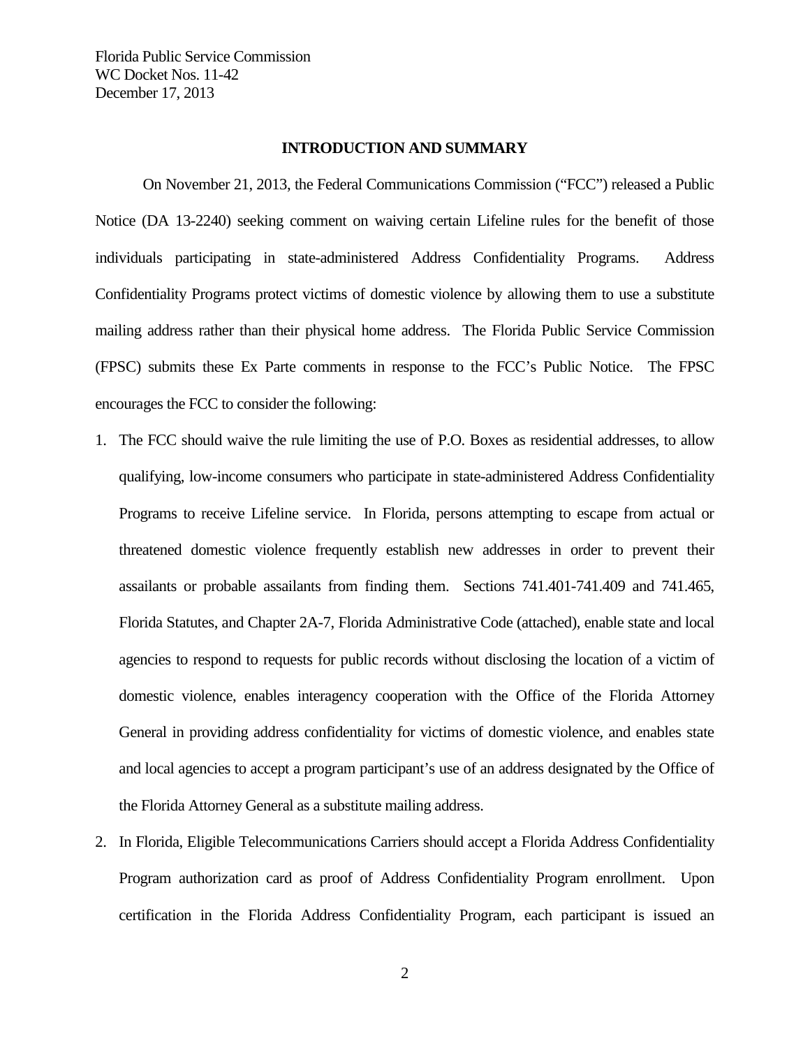## INTRODUCTION AND SUMMARY

On November 21, 2013, the Federal Communications Commission ("FCC") released a Public Notice (DA 13-2240) seeking comment on waiving certain Lifeline rules for the benefit of those individuals participating in state-administered Address Confidentiality Programs. Address Confidentiality Programs protect victims of domestic violence by allowing them to use a substitute mailing address rather than their physical home address. The Florida Public Service Commission (FPSC) submits these Ex Parte comments in response to the FCC's Public Notice. The FPSC encourages the FCC to consider the following:

1. The FCC should waive the rule limiting the use of P.O. Boxes as residential addresses, to allow qualifying, low-income consumers who participate in state-administered Address Confidentiality Programs to receive Lifeline service. In Florida, persons attempting to escape from actual or threatened domestic violence frequently establish new addresses in order to prevent their assailants or probable assailants from finding them. Sections 741.401-741.409 and 741.465, Florida Statutes, and Chapter 2A-7, Florida Administrative Code (attached), enable state and local agencies to respond to requests for public records without disclosing the location of a victim of domestic violence, enables interagency cooperation with the Office of the Florida Attorney General in providing address confidentiality for victims of domestic violence, and enables state and local agencies to accept a program participant's use of an address designated by the Office of the Florida Attorney General as a substitute mailing address.
2. In Florida, Eligible Telecommunications Carriers should accept a Florida Address Confidentiality Program authorization card as proof of Address Confidentiality Program enrollment. Upon certification in the Florida Address Confidentiality Program, each participant is issued an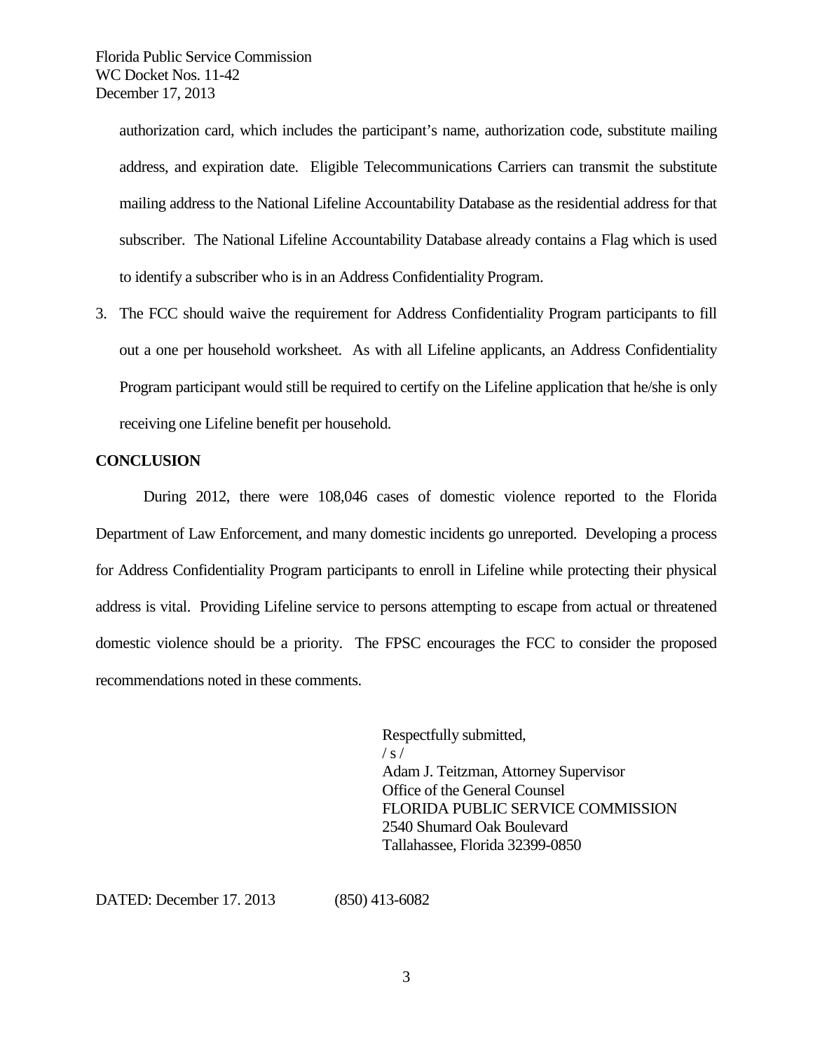authorization card, which includes the participant's name, authorization code, substitute mailing address, and expiration date. Eligible Telecommunications Carriers can transmit the substitute mailing address to the National Lifeline Accountability Database as the residential address for that subscriber. The National Lifeline Accountability Database already contains a Flag which is used to identify a subscriber who is in an Address Confidentiality Program.

3. The FCC should waive the requirement for Address Confidentiality Program participants to fill out a one per household worksheet. As with all Lifeline applicants, an Address Confidentiality Program participant would still be required to certify on the Lifeline application that he/she is only receiving one Lifeline benefit per household.

**CONCLUSION**

During 2012, there were 108,046 cases of domestic violence reported to the Florida Department of Law Enforcement, and many domestic incidents go unreported. Developing a process for Address Confidentiality Program participants to enroll in Lifeline while protecting their physical address is vital. Providing Lifeline service to persons attempting to escape from actual or threatened domestic violence should be a priority. The FPSC encourages the FCC to consider the proposed recommendations noted in these comments.

Respectfully submitted,
/ s /
Adam J. Teitzman, Attorney Supervisor
Office of the General Counsel
FLORIDA PUBLIC SERVICE COMMISSION
2540 Shumard Oak Boulevard
Tallahassee, Florida 32399-0850

DATED: December 17. 2013 (850) 413-6082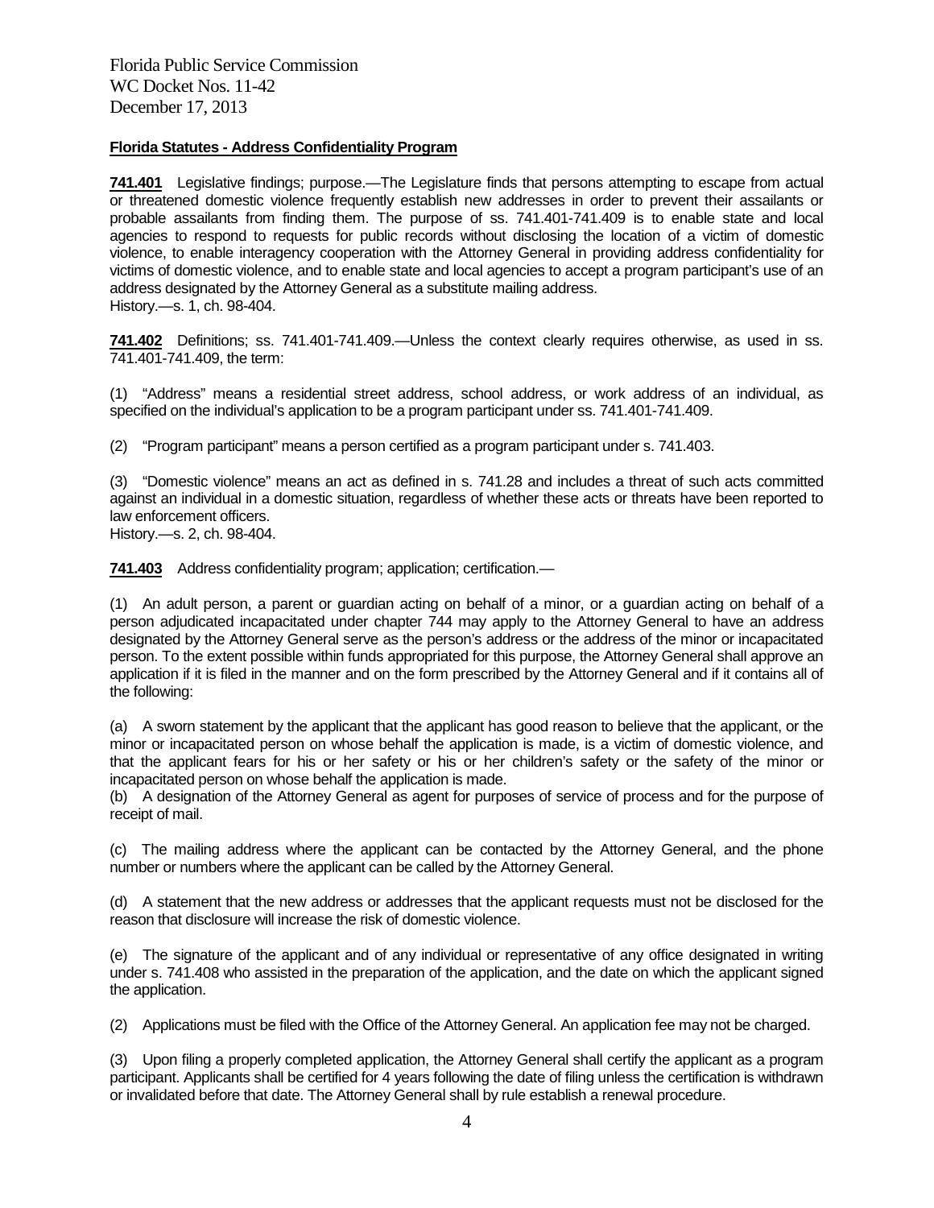Florida Public Service Commission
WC Docket Nos. 11-42
December 17, 2013

**Florida Statutes - Address Confidentiality Program**

**741.401** Legislative findings; purpose.—The Legislature finds that persons attempting to escape from actual or threatened domestic violence frequently establish new addresses in order to prevent their assailants or probable assailants from finding them. The purpose of ss. 741.401-741.409 is to enable state and local agencies to respond to requests for public records without disclosing the location of a victim of domestic violence, to enable interagency cooperation with the Attorney General in providing address confidentiality for victims of domestic violence, and to enable state and local agencies to accept a program participant's use of an address designated by the Attorney General as a substitute mailing address.
History.—s. 1, ch. 98-404.

**741.402** Definitions; ss. 741.401-741.409.—Unless the context clearly requires otherwise, as used in ss. 741.401-741.409, the term:

(1) "Address" means a residential street address, school address, or work address of an individual, as specified on the individual's application to be a program participant under ss. 741.401-741.409.

(2) "Program participant" means a person certified as a program participant under s. 741.403.

(3) "Domestic violence" means an act as defined in s. 741.28 and includes a threat of such acts committed against an individual in a domestic situation, regardless of whether these acts or threats have been reported to law enforcement officers.
History.—s. 2, ch. 98-404.

**741.403** Address confidentiality program; application; certification.—

(1) An adult person, a parent or guardian acting on behalf of a minor, or a guardian acting on behalf of a person adjudicated incapacitated under chapter 744 may apply to the Attorney General to have an address designated by the Attorney General serve as the person's address or the address of the minor or incapacitated person. To the extent possible within funds appropriated for this purpose, the Attorney General shall approve an application if it is filed in the manner and on the form prescribed by the Attorney General and if it contains all of the following:

(a) A sworn statement by the applicant that the applicant has good reason to believe that the applicant, or the minor or incapacitated person on whose behalf the application is made, is a victim of domestic violence, and that the applicant fears for his or her safety or his or her children's safety or the safety of the minor or incapacitated person on whose behalf the application is made.
(b) A designation of the Attorney General as agent for purposes of service of process and for the purpose of receipt of mail.

(c) The mailing address where the applicant can be contacted by the Attorney General, and the phone number or numbers where the applicant can be called by the Attorney General.

(d) A statement that the new address or addresses that the applicant requests must not be disclosed for the reason that disclosure will increase the risk of domestic violence.

(e) The signature of the applicant and of any individual or representative of any office designated in writing under s. 741.408 who assisted in the preparation of the application, and the date on which the applicant signed the application.

(2) Applications must be filed with the Office of the Attorney General. An application fee may not be charged.

(3) Upon filing a properly completed application, the Attorney General shall certify the applicant as a program participant. Applicants shall be certified for 4 years following the date of filing unless the certification is withdrawn or invalidated before that date. The Attorney General shall by rule establish a renewal procedure.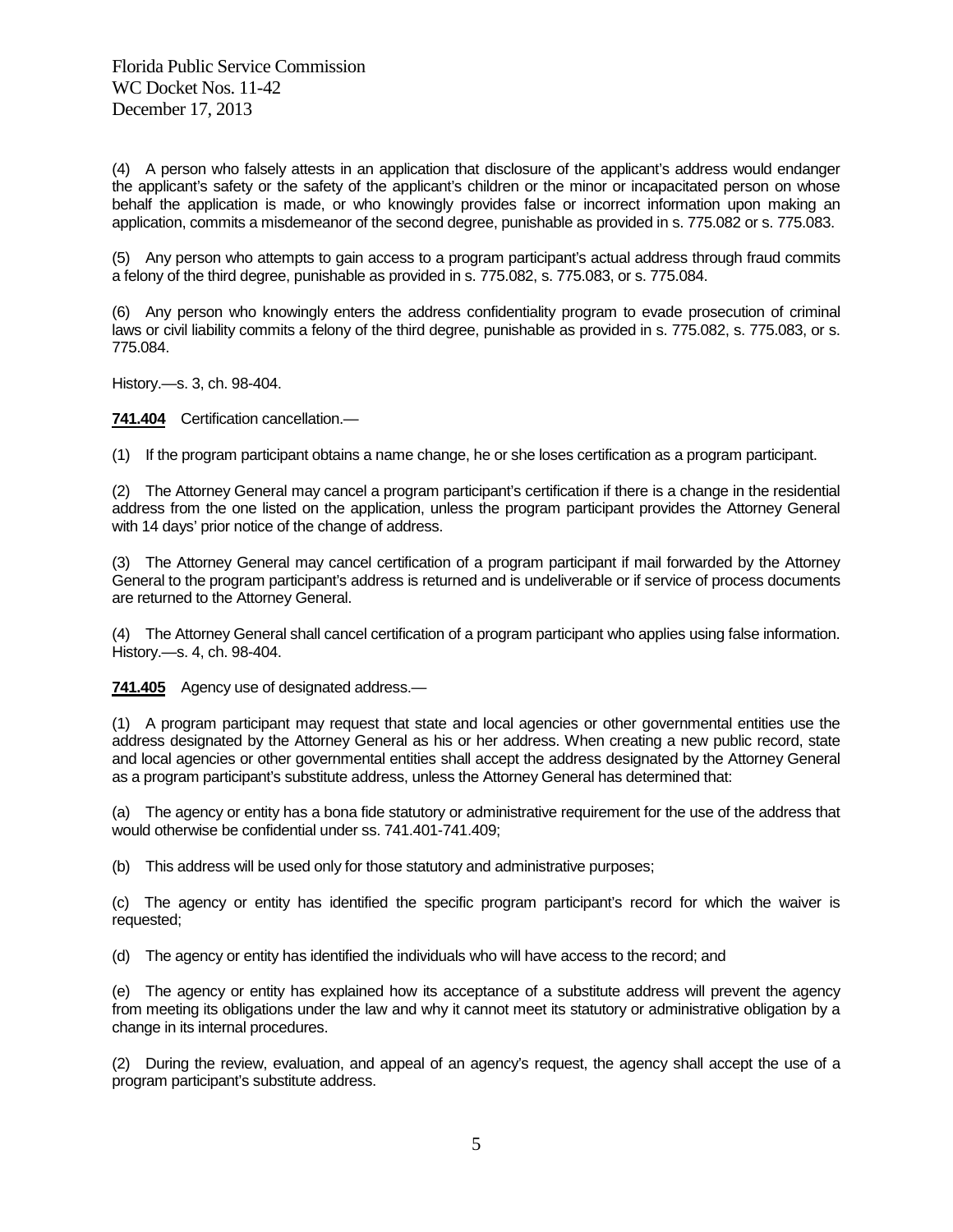(4) A person who falsely attests in an application that disclosure of the applicant's address would endanger the applicant's safety or the safety of the applicant's children or the minor or incapacitated person on whose behalf the application is made, or who knowingly provides false or incorrect information upon making an application, commits a misdemeanor of the second degree, punishable as provided in s. 775.082 or s. 775.083.

(5) Any person who attempts to gain access to a program participant's actual address through fraud commits a felony of the third degree, punishable as provided in s. 775.082, s. 775.083, or s. 775.084.

(6) Any person who knowingly enters the address confidentiality program to evade prosecution of criminal laws or civil liability commits a felony of the third degree, punishable as provided in s. 775.082, s. 775.083, or s. 775.084.

History.—s. 3, ch. 98-404.

**741.404** Certification cancellation.—

(1) If the program participant obtains a name change, he or she loses certification as a program participant.

(2) The Attorney General may cancel a program participant's certification if there is a change in the residential address from the one listed on the application, unless the program participant provides the Attorney General with 14 days' prior notice of the change of address.

(3) The Attorney General may cancel certification of a program participant if mail forwarded by the Attorney General to the program participant's address is returned and is undeliverable or if service of process documents are returned to the Attorney General.

(4) The Attorney General shall cancel certification of a program participant who applies using false information. History.—s. 4, ch. 98-404.

**741.405** Agency use of designated address.—

(1) A program participant may request that state and local agencies or other governmental entities use the address designated by the Attorney General as his or her address. When creating a new public record, state and local agencies or other governmental entities shall accept the address designated by the Attorney General as a program participant's substitute address, unless the Attorney General has determined that:

(a) The agency or entity has a bona fide statutory or administrative requirement for the use of the address that would otherwise be confidential under ss. 741.401-741.409;

(b) This address will be used only for those statutory and administrative purposes;

(c) The agency or entity has identified the specific program participant's record for which the waiver is requested;

(d) The agency or entity has identified the individuals who will have access to the record; and

(e) The agency or entity has explained how its acceptance of a substitute address will prevent the agency from meeting its obligations under the law and why it cannot meet its statutory or administrative obligation by a change in its internal procedures.

(2) During the review, evaluation, and appeal of an agency's request, the agency shall accept the use of a program participant's substitute address.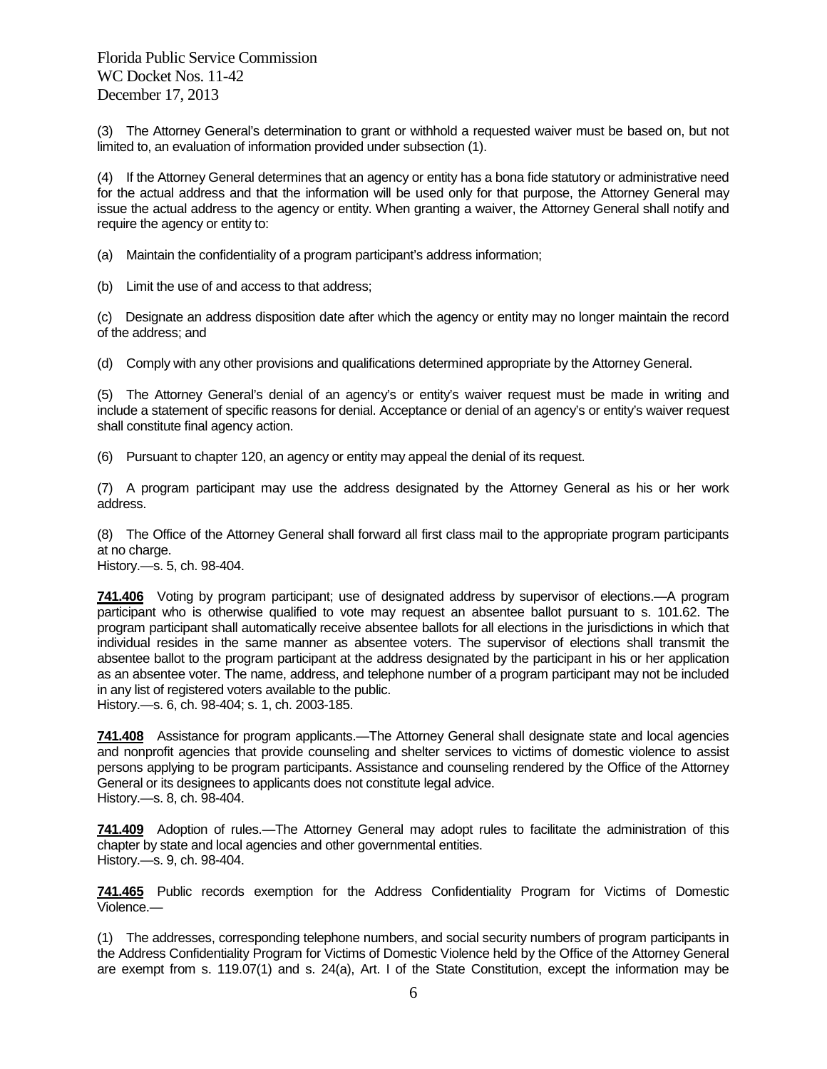(3) The Attorney General's determination to grant or withhold a requested waiver must be based on, but not limited to, an evaluation of information provided under subsection (1).

(4) If the Attorney General determines that an agency or entity has a bona fide statutory or administrative need for the actual address and that the information will be used only for that purpose, the Attorney General may issue the actual address to the agency or entity. When granting a waiver, the Attorney General shall notify and require the agency or entity to:

(a) Maintain the confidentiality of a program participant's address information;

(b) Limit the use of and access to that address;

(c) Designate an address disposition date after which the agency or entity may no longer maintain the record of the address; and

(d) Comply with any other provisions and qualifications determined appropriate by the Attorney General.

(5) The Attorney General's denial of an agency's or entity's waiver request must be made in writing and include a statement of specific reasons for denial. Acceptance or denial of an agency's or entity's waiver request shall constitute final agency action.

(6) Pursuant to chapter 120, an agency or entity may appeal the denial of its request.

(7) A program participant may use the address designated by the Attorney General as his or her work address.

(8) The Office of the Attorney General shall forward all first class mail to the appropriate program participants at no charge.
History.—s. 5, ch. 98-404.

**741.406** Voting by program participant; use of designated address by supervisor of elections.—A program participant who is otherwise qualified to vote may request an absentee ballot pursuant to s. 101.62. The program participant shall automatically receive absentee ballots for all elections in the jurisdictions in which that individual resides in the same manner as absentee voters. The supervisor of elections shall transmit the absentee ballot to the program participant at the address designated by the participant in his or her application as an absentee voter. The name, address, and telephone number of a program participant may not be included in any list of registered voters available to the public.
History.—s. 6, ch. 98-404; s. 1, ch. 2003-185.

**741.408** Assistance for program applicants.—The Attorney General shall designate state and local agencies and nonprofit agencies that provide counseling and shelter services to victims of domestic violence to assist persons applying to be program participants. Assistance and counseling rendered by the Office of the Attorney General or its designees to applicants does not constitute legal advice.
History.—s. 8, ch. 98-404.

**741.409** Adoption of rules.—The Attorney General may adopt rules to facilitate the administration of this chapter by state and local agencies and other governmental entities.
History.—s. 9, ch. 98-404.

**741.465** Public records exemption for the Address Confidentiality Program for Victims of Domestic Violence.—

(1) The addresses, corresponding telephone numbers, and social security numbers of program participants in the Address Confidentiality Program for Victims of Domestic Violence held by the Office of the Attorney General are exempt from s. 119.07(1) and s. 24(a), Art. I of the State Constitution, except the information may be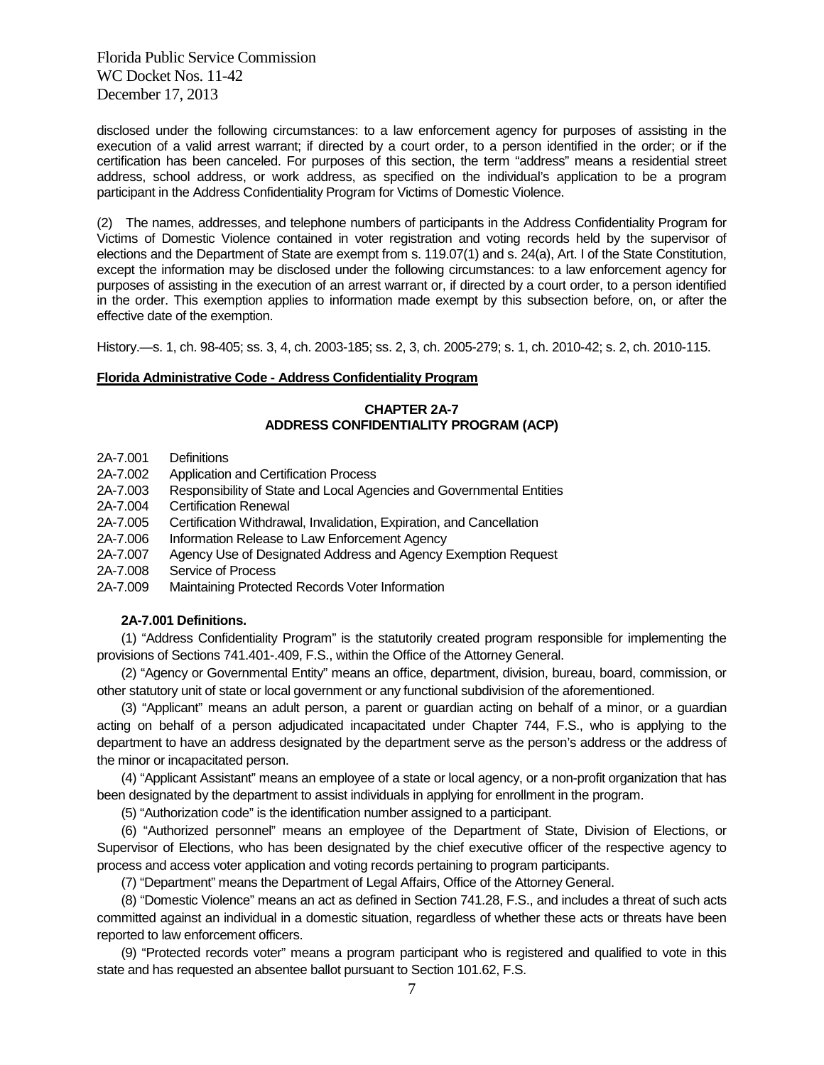disclosed under the following circumstances: to a law enforcement agency for purposes of assisting in the execution of a valid arrest warrant; if directed by a court order, to a person identified in the order; or if the certification has been canceled. For purposes of this section, the term "address" means a residential street address, school address, or work address, as specified on the individual's application to be a program participant in the Address Confidentiality Program for Victims of Domestic Violence.

(2) The names, addresses, and telephone numbers of participants in the Address Confidentiality Program for Victims of Domestic Violence contained in voter registration and voting records held by the supervisor of elections and the Department of State are exempt from s. 119.07(1) and s. 24(a), Art. I of the State Constitution, except the information may be disclosed under the following circumstances: to a law enforcement agency for purposes of assisting in the execution of an arrest warrant or, if directed by a court order, to a person identified in the order. This exemption applies to information made exempt by this subsection before, on, or after the effective date of the exemption.

History.—s. 1, ch. 98-405; ss. 3, 4, ch. 2003-185; ss. 2, 3, ch. 2005-279; s. 1, ch. 2010-42; s. 2, ch. 2010-115.

**Florida Administrative Code - Address Confidentiality Program**

## CHAPTER 2A-7
## ADDRESS CONFIDENTIALITY PROGRAM (ACP)

2A-7.001 Definitions
2A-7.002 Application and Certification Process
2A-7.003 Responsibility of State and Local Agencies and Governmental Entities
2A-7.004 Certification Renewal
2A-7.005 Certification Withdrawal, Invalidation, Expiration, and Cancellation
2A-7.006 Information Release to Law Enforcement Agency
2A-7.007 Agency Use of Designated Address and Agency Exemption Request
2A-7.008 Service of Process
2A-7.009 Maintaining Protected Records Voter Information

**2A-7.001 Definitions.**

(1) "Address Confidentiality Program" is the statutorily created program responsible for implementing the provisions of Sections 741.401-.409, F.S., within the Office of the Attorney General.

(2) "Agency or Governmental Entity" means an office, department, division, bureau, board, commission, or other statutory unit of state or local government or any functional subdivision of the aforementioned.

(3) "Applicant" means an adult person, a parent or guardian acting on behalf of a minor, or a guardian acting on behalf of a person adjudicated incapacitated under Chapter 744, F.S., who is applying to the department to have an address designated by the department serve as the person's address or the address of the minor or incapacitated person.

(4) "Applicant Assistant" means an employee of a state or local agency, or a non-profit organization that has been designated by the department to assist individuals in applying for enrollment in the program.

(5) "Authorization code" is the identification number assigned to a participant.

(6) "Authorized personnel" means an employee of the Department of State, Division of Elections, or Supervisor of Elections, who has been designated by the chief executive officer of the respective agency to process and access voter application and voting records pertaining to program participants.

(7) "Department" means the Department of Legal Affairs, Office of the Attorney General.

(8) "Domestic Violence" means an act as defined in Section 741.28, F.S., and includes a threat of such acts committed against an individual in a domestic situation, regardless of whether these acts or threats have been reported to law enforcement officers.

(9) "Protected records voter" means a program participant who is registered and qualified to vote in this state and has requested an absentee ballot pursuant to Section 101.62, F.S.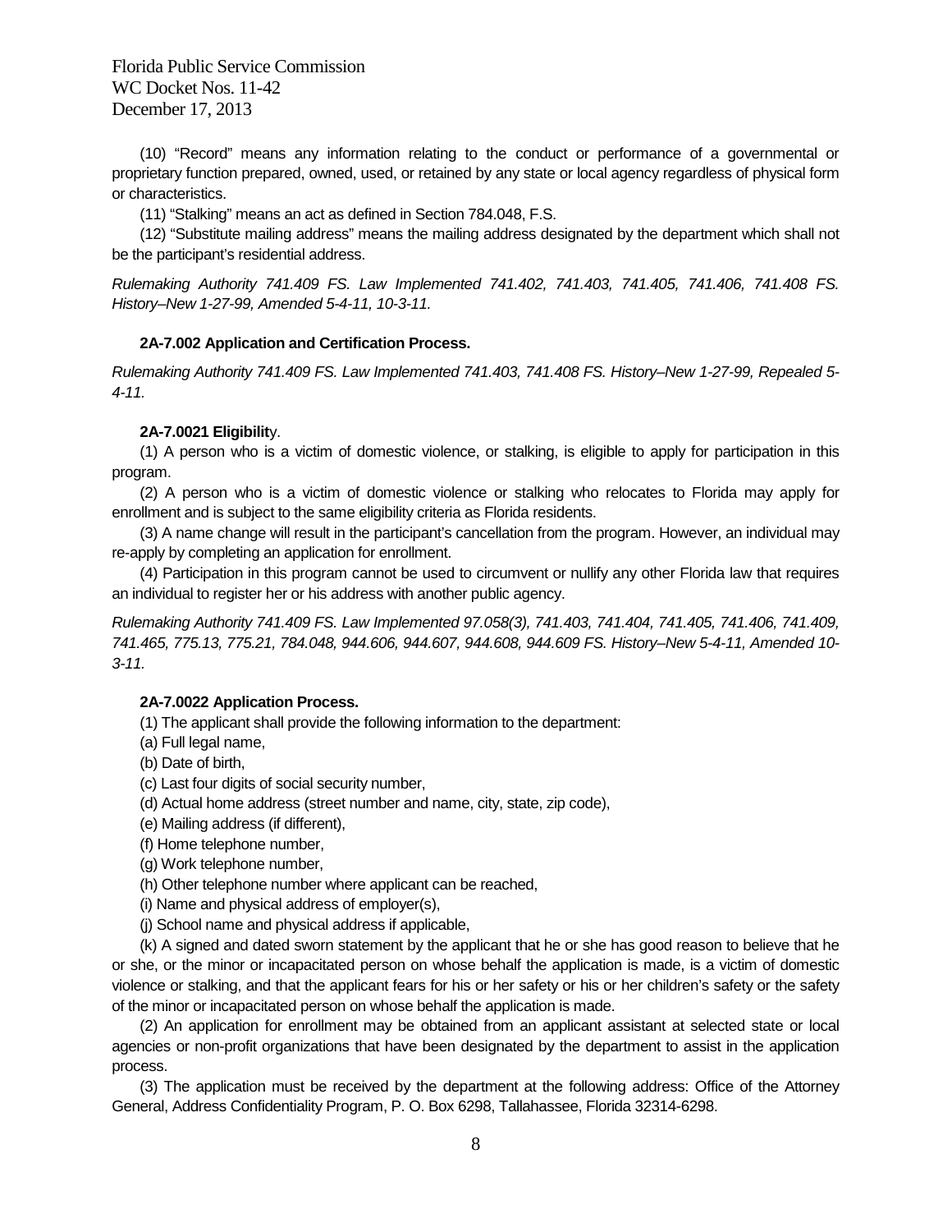(10) "Record" means any information relating to the conduct or performance of a governmental or proprietary function prepared, owned, used, or retained by any state or local agency regardless of physical form or characteristics.

(11) "Stalking" means an act as defined in Section 784.048, F.S.

(12) "Substitute mailing address" means the mailing address designated by the department which shall not be the participant's residential address.

*Rulemaking Authority 741.409 FS. Law Implemented 741.402, 741.403, 741.405, 741.406, 741.408 FS. History–New 1-27-99, Amended 5-4-11, 10-3-11.*

**2A-7.002 Application and Certification Process.**

*Rulemaking Authority 741.409 FS. Law Implemented 741.403, 741.408 FS. History–New 1-27-99, Repealed 5-4-11.*

**2A-7.0021 Eligibilit**y.

(1) A person who is a victim of domestic violence, or stalking, is eligible to apply for participation in this program.

(2) A person who is a victim of domestic violence or stalking who relocates to Florida may apply for enrollment and is subject to the same eligibility criteria as Florida residents.

(3) A name change will result in the participant's cancellation from the program. However, an individual may re-apply by completing an application for enrollment.

(4) Participation in this program cannot be used to circumvent or nullify any other Florida law that requires an individual to register her or his address with another public agency.

*Rulemaking Authority 741.409 FS. Law Implemented 97.058(3), 741.403, 741.404, 741.405, 741.406, 741.409, 741.465, 775.13, 775.21, 784.048, 944.606, 944.607, 944.608, 944.609 FS. History–New 5-4-11, Amended 10-3-11.*

**2A-7.0022 Application Process.**

(1) The applicant shall provide the following information to the department:

(a) Full legal name,

(b) Date of birth,

(c) Last four digits of social security number,

(d) Actual home address (street number and name, city, state, zip code),

(e) Mailing address (if different),

(f) Home telephone number,

(g) Work telephone number,

(h) Other telephone number where applicant can be reached,

(i) Name and physical address of employer(s),

(j) School name and physical address if applicable,

(k) A signed and dated sworn statement by the applicant that he or she has good reason to believe that he or she, or the minor or incapacitated person on whose behalf the application is made, is a victim of domestic violence or stalking, and that the applicant fears for his or her safety or his or her children's safety or the safety of the minor or incapacitated person on whose behalf the application is made.

(2) An application for enrollment may be obtained from an applicant assistant at selected state or local agencies or non-profit organizations that have been designated by the department to assist in the application process.

(3) The application must be received by the department at the following address: Office of the Attorney General, Address Confidentiality Program, P. O. Box 6298, Tallahassee, Florida 32314-6298.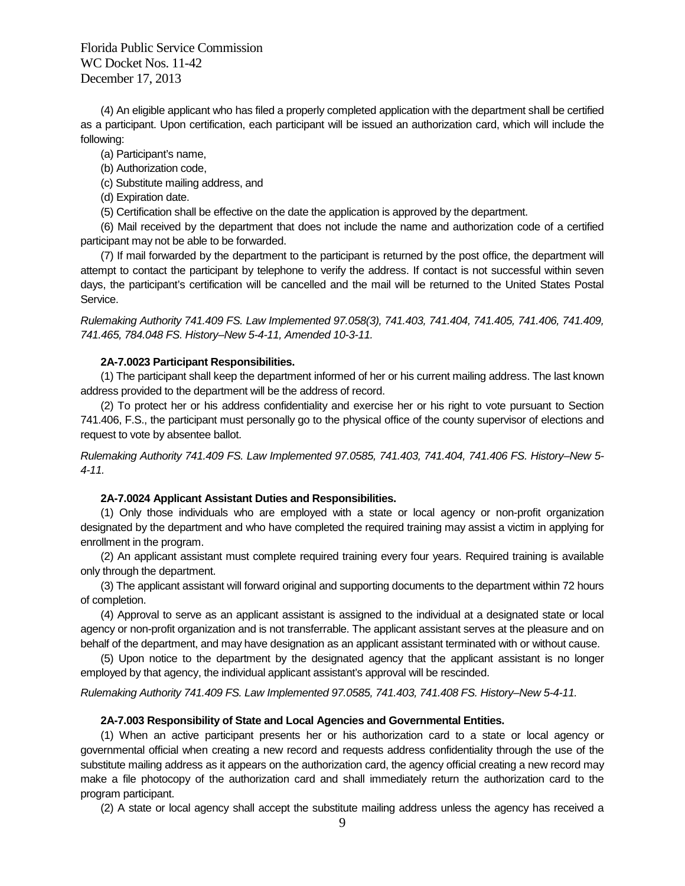(4) An eligible applicant who has filed a properly completed application with the department shall be certified as a participant. Upon certification, each participant will be issued an authorization card, which will include the following:

(a) Participant's name,

(b) Authorization code,

(c) Substitute mailing address, and

(d) Expiration date.

(5) Certification shall be effective on the date the application is approved by the department.

(6) Mail received by the department that does not include the name and authorization code of a certified participant may not be able to be forwarded.

(7) If mail forwarded by the department to the participant is returned by the post office, the department will attempt to contact the participant by telephone to verify the address. If contact is not successful within seven days, the participant's certification will be cancelled and the mail will be returned to the United States Postal Service.

*Rulemaking Authority 741.409 FS. Law Implemented 97.058(3), 741.403, 741.404, 741.405, 741.406, 741.409, 741.465, 784.048 FS. History–New 5-4-11, Amended 10-3-11.*

**2A-7.0023 Participant Responsibilities.**

(1) The participant shall keep the department informed of her or his current mailing address. The last known address provided to the department will be the address of record.

(2) To protect her or his address confidentiality and exercise her or his right to vote pursuant to Section 741.406, F.S., the participant must personally go to the physical office of the county supervisor of elections and request to vote by absentee ballot.

*Rulemaking Authority 741.409 FS. Law Implemented 97.0585, 741.403, 741.404, 741.406 FS. History–New 5-4-11.*

**2A-7.0024 Applicant Assistant Duties and Responsibilities.**

(1) Only those individuals who are employed with a state or local agency or non-profit organization designated by the department and who have completed the required training may assist a victim in applying for enrollment in the program.

(2) An applicant assistant must complete required training every four years. Required training is available only through the department.

(3) The applicant assistant will forward original and supporting documents to the department within 72 hours of completion.

(4) Approval to serve as an applicant assistant is assigned to the individual at a designated state or local agency or non-profit organization and is not transferrable. The applicant assistant serves at the pleasure and on behalf of the department, and may have designation as an applicant assistant terminated with or without cause.

(5) Upon notice to the department by the designated agency that the applicant assistant is no longer employed by that agency, the individual applicant assistant's approval will be rescinded.

*Rulemaking Authority 741.409 FS. Law Implemented 97.0585, 741.403, 741.408 FS. History–New 5-4-11.*

**2A-7.003 Responsibility of State and Local Agencies and Governmental Entities.**

(1) When an active participant presents her or his authorization card to a state or local agency or governmental official when creating a new record and requests address confidentiality through the use of the substitute mailing address as it appears on the authorization card, the agency official creating a new record may make a file photocopy of the authorization card and shall immediately return the authorization card to the program participant.

(2) A state or local agency shall accept the substitute mailing address unless the agency has received a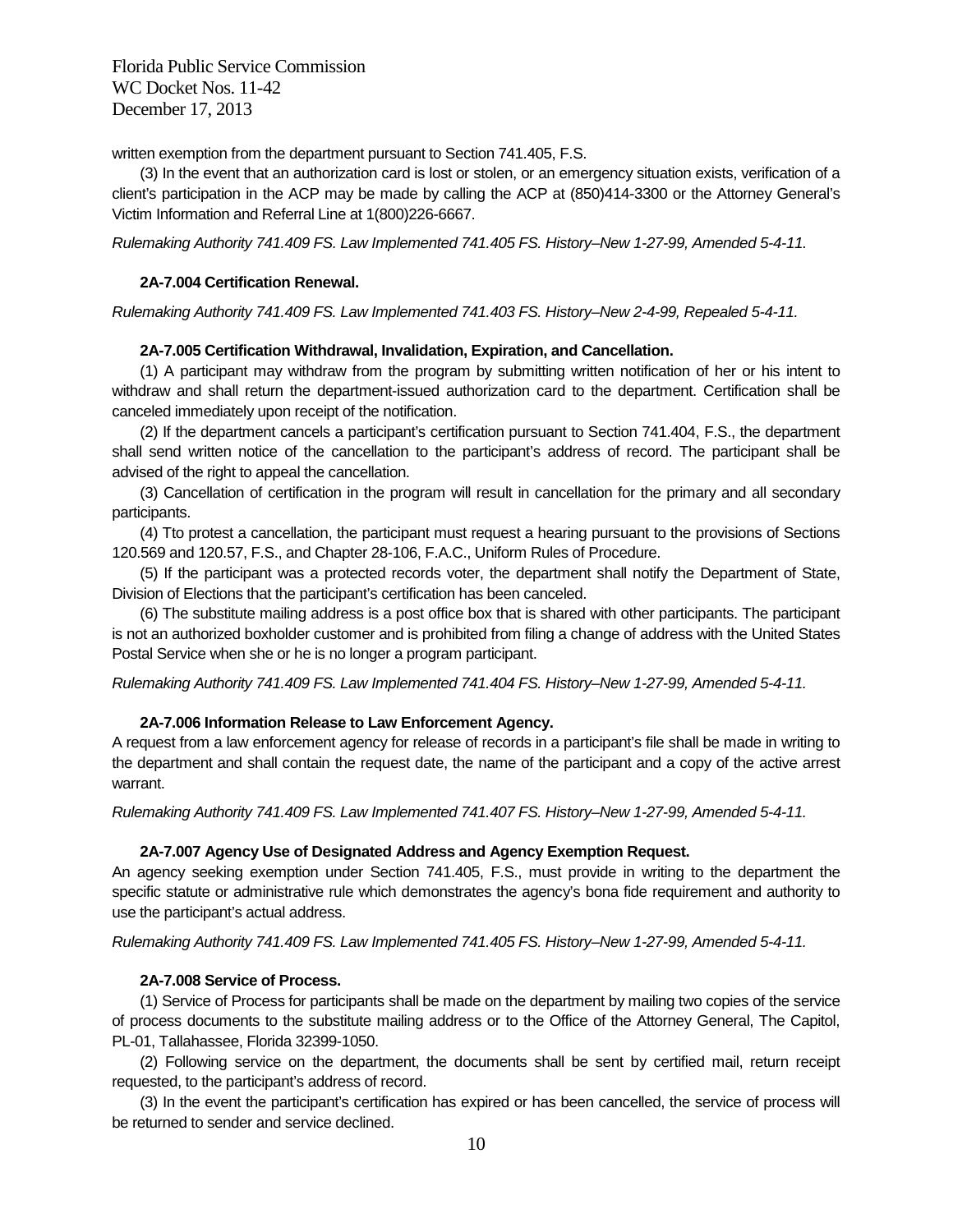written exemption from the department pursuant to Section 741.405, F.S.

(3) In the event that an authorization card is lost or stolen, or an emergency situation exists, verification of a client's participation in the ACP may be made by calling the ACP at (850)414-3300 or the Attorney General's Victim Information and Referral Line at 1(800)226-6667.

*Rulemaking Authority 741.409 FS. Law Implemented 741.405 FS. History–New 1-27-99, Amended 5-4-11.*

**2A-7.004 Certification Renewal.**

*Rulemaking Authority 741.409 FS. Law Implemented 741.403 FS. History–New 2-4-99, Repealed 5-4-11.*

**2A-7.005 Certification Withdrawal, Invalidation, Expiration, and Cancellation.**

(1) A participant may withdraw from the program by submitting written notification of her or his intent to withdraw and shall return the department-issued authorization card to the department. Certification shall be canceled immediately upon receipt of the notification.

(2) If the department cancels a participant's certification pursuant to Section 741.404, F.S., the department shall send written notice of the cancellation to the participant's address of record. The participant shall be advised of the right to appeal the cancellation.

(3) Cancellation of certification in the program will result in cancellation for the primary and all secondary participants.

(4) Tto protest a cancellation, the participant must request a hearing pursuant to the provisions of Sections 120.569 and 120.57, F.S., and Chapter 28-106, F.A.C., Uniform Rules of Procedure.

(5) If the participant was a protected records voter, the department shall notify the Department of State, Division of Elections that the participant's certification has been canceled.

(6) The substitute mailing address is a post office box that is shared with other participants. The participant is not an authorized boxholder customer and is prohibited from filing a change of address with the United States Postal Service when she or he is no longer a program participant.

*Rulemaking Authority 741.409 FS. Law Implemented 741.404 FS. History–New 1-27-99, Amended 5-4-11.*

**2A-7.006 Information Release to Law Enforcement Agency.**

A request from a law enforcement agency for release of records in a participant's file shall be made in writing to the department and shall contain the request date, the name of the participant and a copy of the active arrest warrant.

*Rulemaking Authority 741.409 FS. Law Implemented 741.407 FS. History–New 1-27-99, Amended 5-4-11.*

**2A-7.007 Agency Use of Designated Address and Agency Exemption Request.**

An agency seeking exemption under Section 741.405, F.S., must provide in writing to the department the specific statute or administrative rule which demonstrates the agency's bona fide requirement and authority to use the participant's actual address.

*Rulemaking Authority 741.409 FS. Law Implemented 741.405 FS. History–New 1-27-99, Amended 5-4-11.*

**2A-7.008 Service of Process.**

(1) Service of Process for participants shall be made on the department by mailing two copies of the service of process documents to the substitute mailing address or to the Office of the Attorney General, The Capitol, PL-01, Tallahassee, Florida 32399-1050.

(2) Following service on the department, the documents shall be sent by certified mail, return receipt requested, to the participant's address of record.

(3) In the event the participant's certification has expired or has been cancelled, the service of process will be returned to sender and service declined.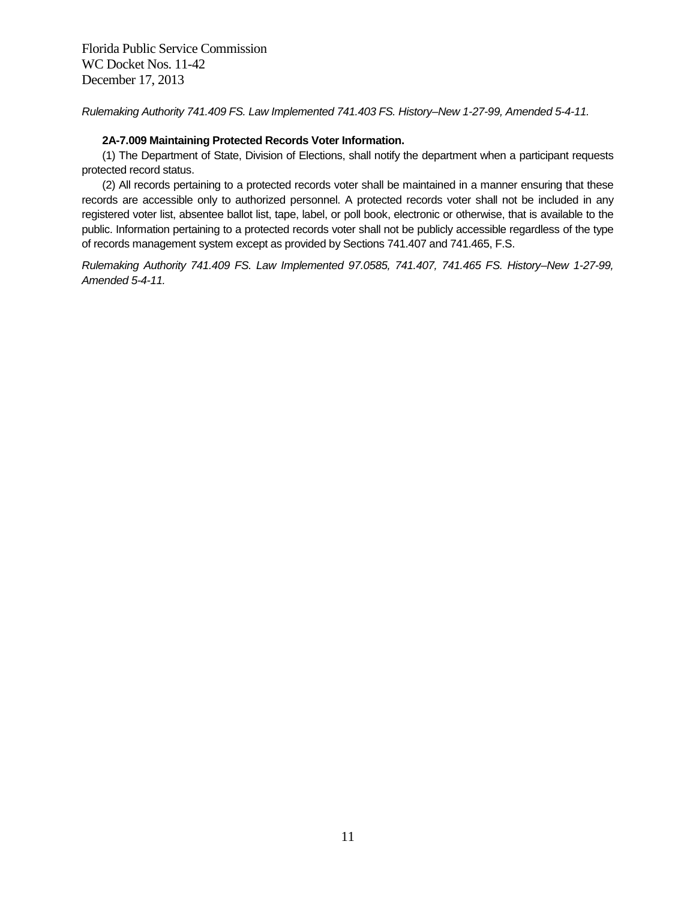*Rulemaking Authority 741.409 FS. Law Implemented 741.403 FS. History–New 1-27-99, Amended 5-4-11.*

**2A-7.009 Maintaining Protected Records Voter Information.**

(1) The Department of State, Division of Elections, shall notify the department when a participant requests protected record status.

(2) All records pertaining to a protected records voter shall be maintained in a manner ensuring that these records are accessible only to authorized personnel. A protected records voter shall not be included in any registered voter list, absentee ballot list, tape, label, or poll book, electronic or otherwise, that is available to the public. Information pertaining to a protected records voter shall not be publicly accessible regardless of the type of records management system except as provided by Sections 741.407 and 741.465, F.S.

*Rulemaking Authority 741.409 FS. Law Implemented 97.0585, 741.407, 741.465 FS. History–New 1-27-99, Amended 5-4-11.*